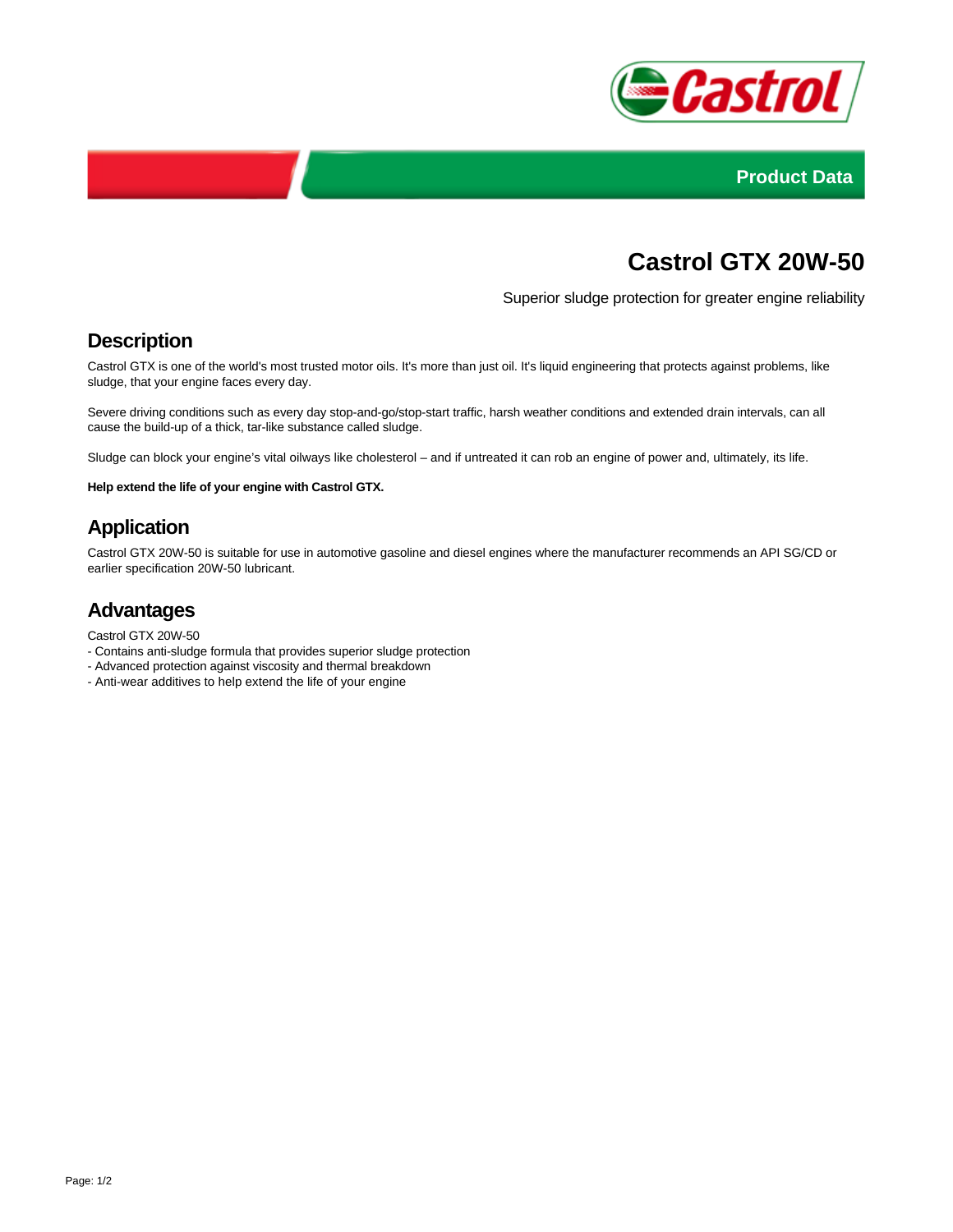Product Data

# Castrol GTX 20W-50

Superior sludge protection for greater engine reliability

## Description

Castrol GTX is one of the world's most trusted motor oils. It's more than just oil. It's liquid engineering that protects against problems, like sludge, that your engine faces every day.

Severe driving conditions such as every day stop-and-go/stop-start traffic, harsh weather conditions and extended drain intervals, can all cause the build-up of a thick, tar-like substance called sludge.

Sludge can block your engine's vital oilways like cholesterol – and if untreated it can rob an engine of power and, ultimately, its life.

**Help extend the life of your engine with Castrol GTX.**

## Application

Castrol GTX 20W-50 is suitable for use in automotive gasoline and diesel engines where the manufacturer recommends an API SG/CD or earlier specification 20W-50 lubricant.

## Advantages

Castrol GTX 20W-50

- Contains anti-sludge formula that provides superior sludge protection
- Advanced protection against viscosity and thermal breakdown
- Anti-wear additives to help extend the life of your engine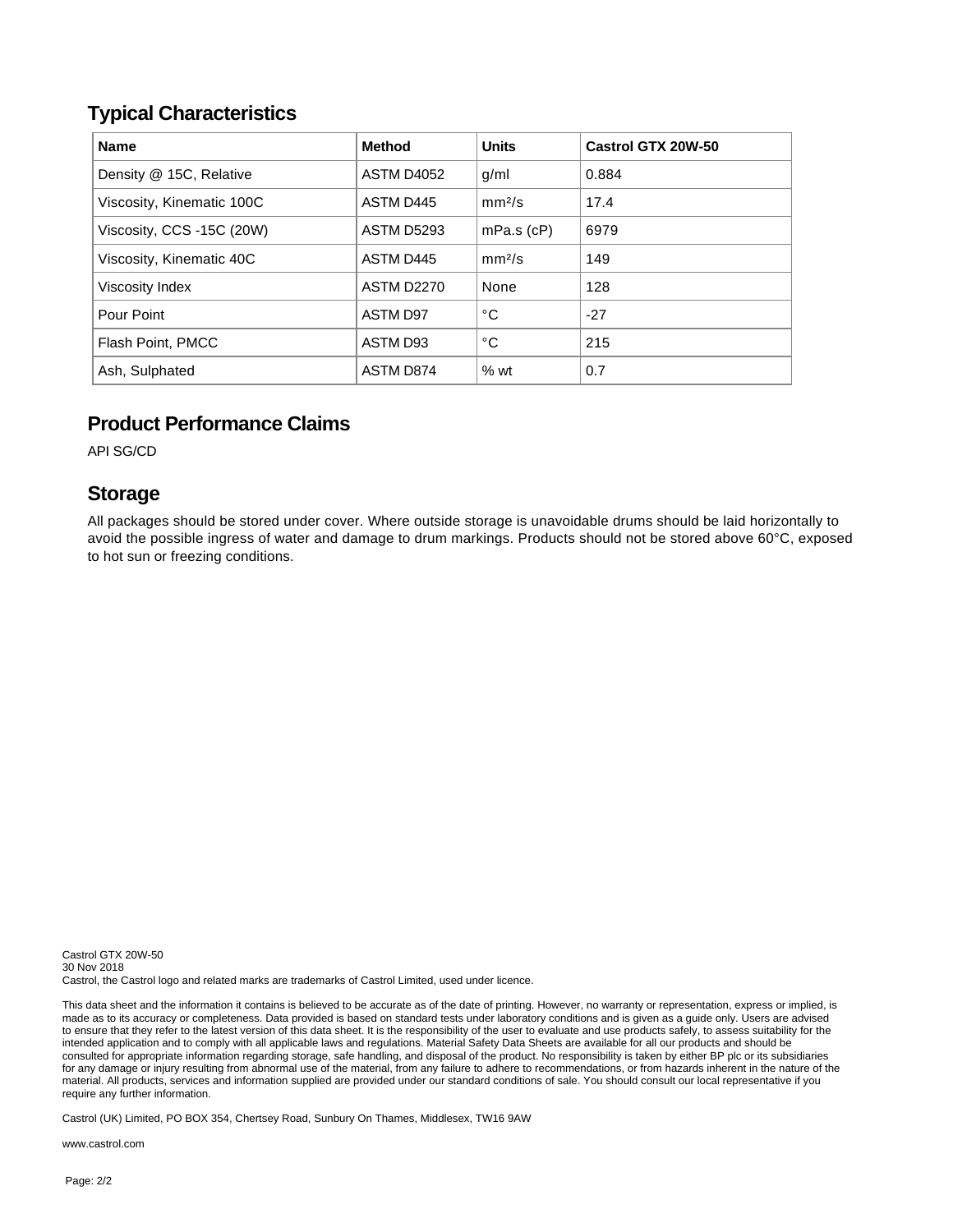## Typical Characteristics

| Name | Method | Units | Castrol GTX 20W-50 |
| --- | --- | --- | --- |
| Density @ 15C, Relative | ASTM D4052 | g/ml | 0.884 |
| Viscosity, Kinematic 100C | ASTM D445 | $mm^2/s$ | 17.4 |
| Viscosity, CCS -15C (20W) | ASTM D5293 | mPa.s (cP) | 6979 |
| Viscosity, Kinematic 40C | ASTM D445 | $mm^2/s$ | 149 |
| Viscosity Index | ASTM D2270 | None | 128 |
| Pour Point | ASTM D97 | °C | -27 |
| Flash Point, PMCC | ASTM D93 | °C | 215 |
| Ash, Sulphated | ASTM D874 | % wt | 0.7 |

## Product Performance Claims

API SG/CD

## Storage

All packages should be stored under cover. Where outside storage is unavoidable drums should be laid horizontally to avoid the possible ingress of water and damage to drum markings. Products should not be stored above 60°C, exposed to hot sun or freezing conditions.

Castrol GTX 20W-50
30 Nov 2018
Castrol, the Castrol logo and related marks are trademarks of Castrol Limited, used under licence.

This data sheet and the information it contains is believed to be accurate as of the date of printing. However, no warranty or representation, express or implied, is made as to its accuracy or completeness. Data provided is based on standard tests under laboratory conditions and is given as a guide only. Users are advised to ensure that they refer to the latest version of this data sheet. It is the responsibility of the user to evaluate and use products safely, to assess suitability for the intended application and to comply with all applicable laws and regulations. Material Safety Data Sheets are available for all our products and should be consulted for appropriate information regarding storage, safe handling, and disposal of the product. No responsibility is taken by either BP plc or its subsidiaries for any damage or injury resulting from abnormal use of the material, from any failure to adhere to recommendations, or from hazards inherent in the nature of the material. All products, services and information supplied are provided under our standard conditions of sale. You should consult our local representative if you require any further information.

Castrol (UK) Limited, PO BOX 354, Chertsey Road, Sunbury On Thames, Middlesex, TW16 9AW

www.castrol.com